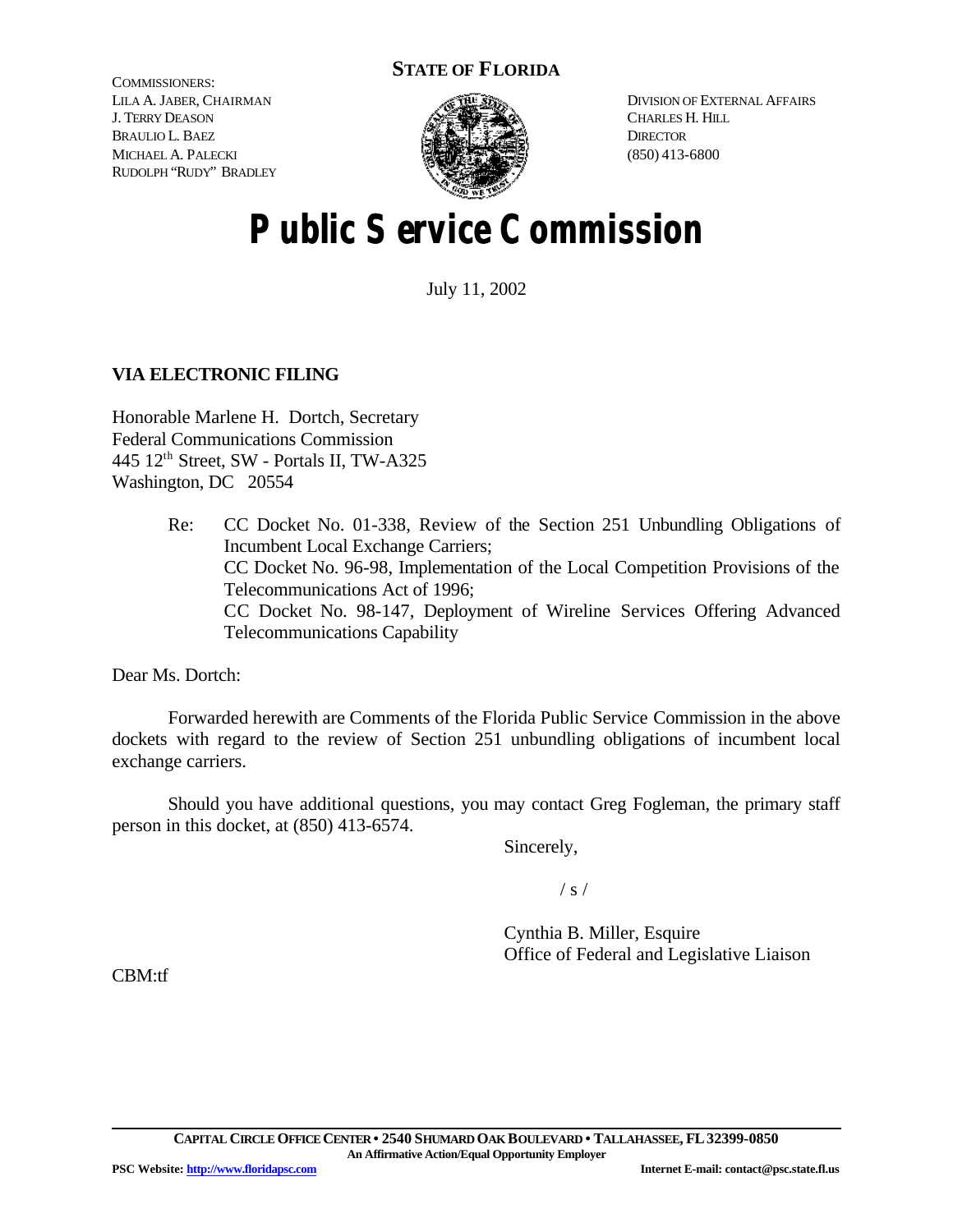COMMISSIONERS:
LILA A. JABER, CHAIRMAN
J. TERRY DEASON
BRAULIO L. BAEZ
MICHAEL A. PALECKI
RUDOLPH "RUDY" BRADLEY

**STATE OF FLORIDA**

DIVISION OF EXTERNAL AFFAIRS
CHARLES H. HILL
DIRECTOR
(850) 413-6800

# Public Service Commission

July 11, 2002

**VIA ELECTRONIC FILING**

Honorable Marlene H. Dortch, Secretary
Federal Communications Commission
445 12th Street, SW - Portals II, TW-A325
Washington, DC 20554

Re: CC Docket No. 01-338, Review of the Section 251 Unbundling Obligations of Incumbent Local Exchange Carriers;
CC Docket No. 96-98, Implementation of the Local Competition Provisions of the Telecommunications Act of 1996;
CC Docket No. 98-147, Deployment of Wireline Services Offering Advanced Telecommunications Capability

Dear Ms. Dortch:

Forwarded herewith are Comments of the Florida Public Service Commission in the above dockets with regard to the review of Section 251 unbundling obligations of incumbent local exchange carriers.

Should you have additional questions, you may contact Greg Fogleman, the primary staff person in this docket, at (850) 413-6574.

Sincerely,

/ s /

Cynthia B. Miller, Esquire
Office of Federal and Legislative Liaison

CBM:tf

**CAPITAL CIRCLE OFFICE CENTER • 2540 SHUMARD OAK BOULEVARD • TALLAHASSEE, FL 32399-0850**
**An Affirmative Action/Equal Opportunity Employer**
**PSC Website: http://www.floridapsc.com** **Internet E-mail: contact@psc.state.fl.us**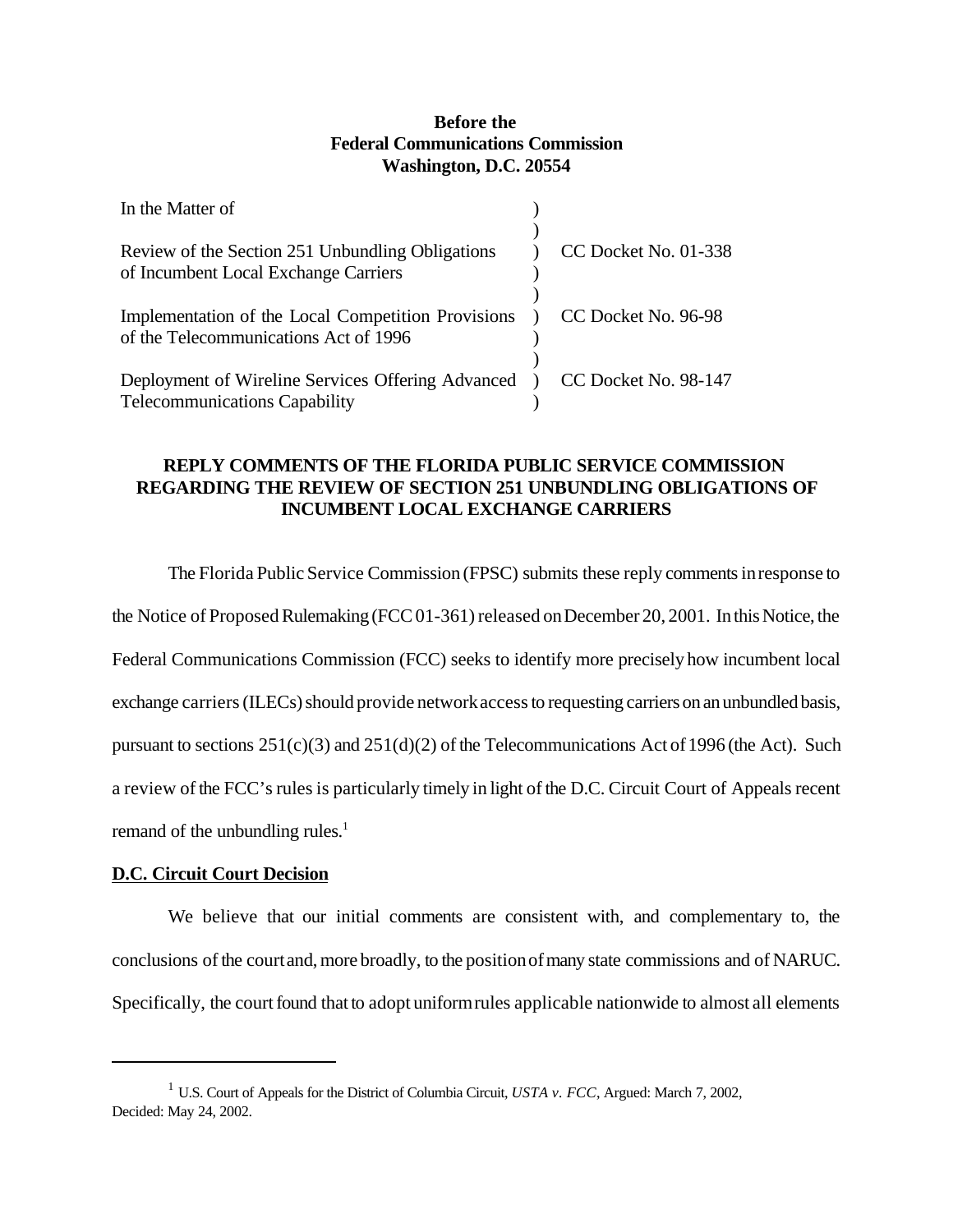**Before the**
**Federal Communications Commission**
**Washington, D.C. 20554**

| In the Matter of | ) | |
|---|---|---|
| | ) | |
| Review of the Section 251 Unbundling Obligations of Incumbent Local Exchange Carriers | ) | CC Docket No. 01-338 |
| | ) | |
| Implementation of the Local Competition Provisions of the Telecommunications Act of 1996 | ) | CC Docket No. 96-98 |
| | ) | |
| Deployment of Wireline Services Offering Advanced Telecommunications Capability | ) | CC Docket No. 98-147 |

**REPLY COMMENTS OF THE FLORIDA PUBLIC SERVICE COMMISSION REGARDING THE REVIEW OF SECTION 251 UNBUNDLING OBLIGATIONS OF INCUMBENT LOCAL EXCHANGE CARRIERS**

The Florida Public Service Commission (FPSC) submits these reply comments in response to the Notice of Proposed Rulemaking (FCC 01-361) released on December 20, 2001. In this Notice, the Federal Communications Commission (FCC) seeks to identify more precisely how incumbent local exchange carriers (ILECs) should provide network access to requesting carriers on an unbundled basis, pursuant to sections 251(c)(3) and 251(d)(2) of the Telecommunications Act of 1996 (the Act). Such a review of the FCC's rules is particularly timely in light of the D.C. Circuit Court of Appeals recent remand of the unbundling rules.[1]

**D.C. Circuit Court Decision**

We believe that our initial comments are consistent with, and complementary to, the conclusions of the court and, more broadly, to the position of many state commissions and of NARUC. Specifically, the court found that to adopt uniform rules applicable nationwide to almost all elements

[1] U.S. Court of Appeals for the District of Columbia Circuit, *USTA v. FCC*, Argued: March 7, 2002, Decided: May 24, 2002.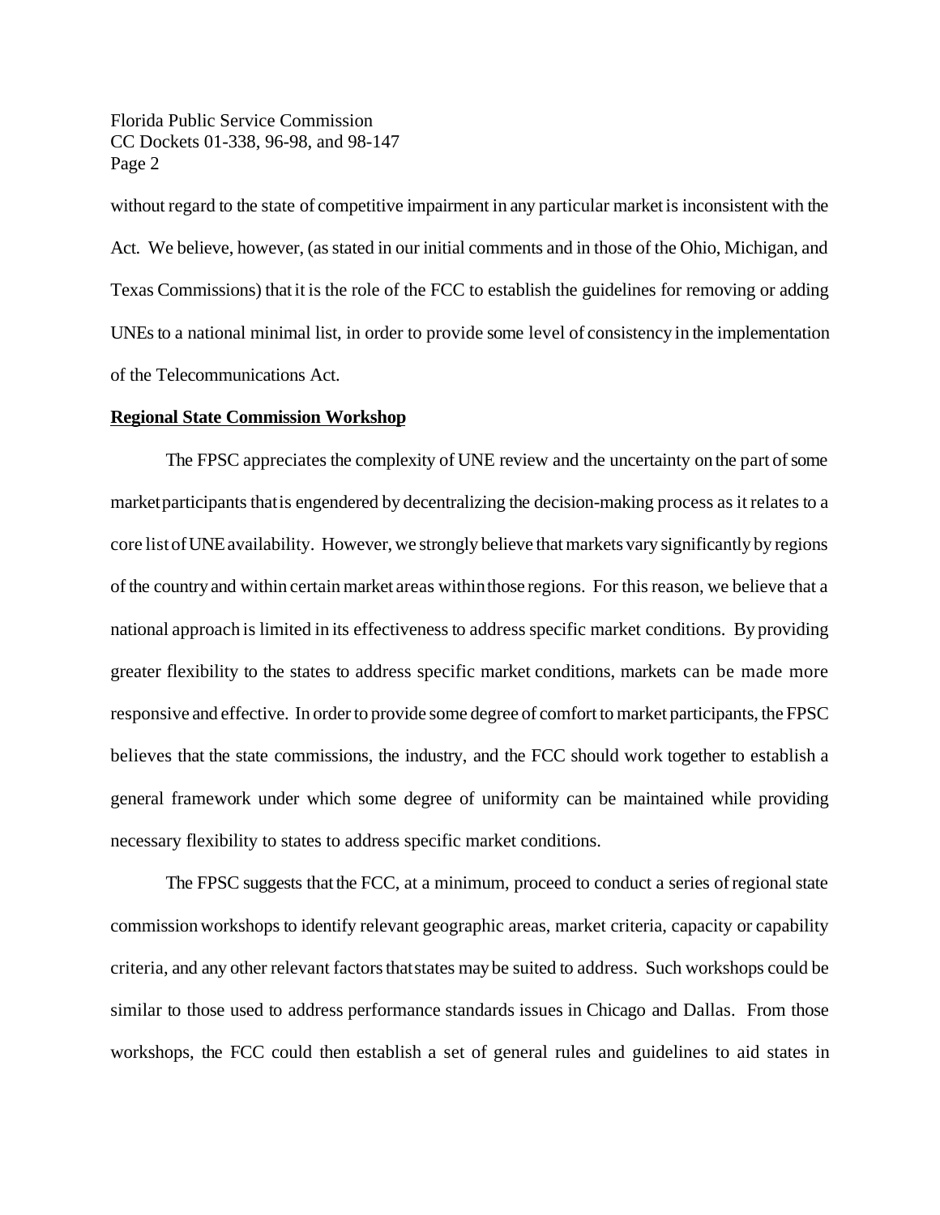without regard to the state of competitive impairment in any particular market is inconsistent with the Act. We believe, however, (as stated in our initial comments and in those of the Ohio, Michigan, and Texas Commissions) that it is the role of the FCC to establish the guidelines for removing or adding UNEs to a national minimal list, in order to provide some level of consistency in the implementation of the Telecommunications Act.

**Regional State Commission Workshop**

The FPSC appreciates the complexity of UNE review and the uncertainty on the part of some market participants that is engendered by decentralizing the decision-making process as it relates to a core list of UNE availability. However, we strongly believe that markets vary significantly by regions of the country and within certain market areas within those regions. For this reason, we believe that a national approach is limited in its effectiveness to address specific market conditions. By providing greater flexibility to the states to address specific market conditions, markets can be made more responsive and effective. In order to provide some degree of comfort to market participants, the FPSC believes that the state commissions, the industry, and the FCC should work together to establish a general framework under which some degree of uniformity can be maintained while providing necessary flexibility to states to address specific market conditions.

The FPSC suggests that the FCC, at a minimum, proceed to conduct a series of regional state commission workshops to identify relevant geographic areas, market criteria, capacity or capability criteria, and any other relevant factors that states may be suited to address. Such workshops could be similar to those used to address performance standards issues in Chicago and Dallas. From those workshops, the FCC could then establish a set of general rules and guidelines to aid states in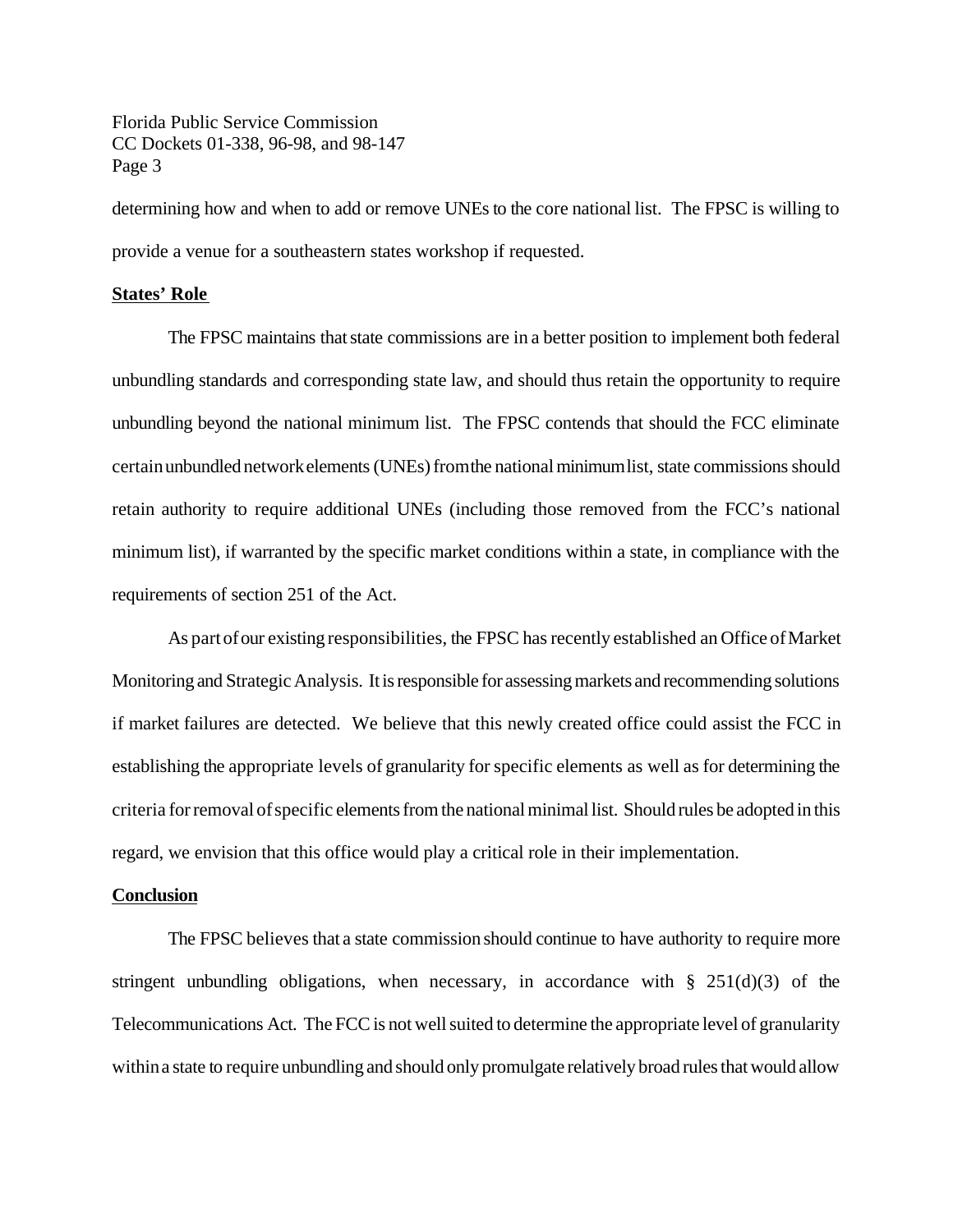determining how and when to add or remove UNEs to the core national list. The FPSC is willing to provide a venue for a southeastern states workshop if requested.

**States' Role**

The FPSC maintains that state commissions are in a better position to implement both federal unbundling standards and corresponding state law, and should thus retain the opportunity to require unbundling beyond the national minimum list. The FPSC contends that should the FCC eliminate certain unbundled network elements (UNEs) from the national minimum list, state commissions should retain authority to require additional UNEs (including those removed from the FCC's national minimum list), if warranted by the specific market conditions within a state, in compliance with the requirements of section 251 of the Act.

As part of our existing responsibilities, the FPSC has recently established an Office of Market Monitoring and Strategic Analysis. It is responsible for assessing markets and recommending solutions if market failures are detected. We believe that this newly created office could assist the FCC in establishing the appropriate levels of granularity for specific elements as well as for determining the criteria for removal of specific elements from the national minimal list. Should rules be adopted in this regard, we envision that this office would play a critical role in their implementation.

**Conclusion**

The FPSC believes that a state commission should continue to have authority to require more stringent unbundling obligations, when necessary, in accordance with § 251(d)(3) of the Telecommunications Act. The FCC is not well suited to determine the appropriate level of granularity within a state to require unbundling and should only promulgate relatively broad rules that would allow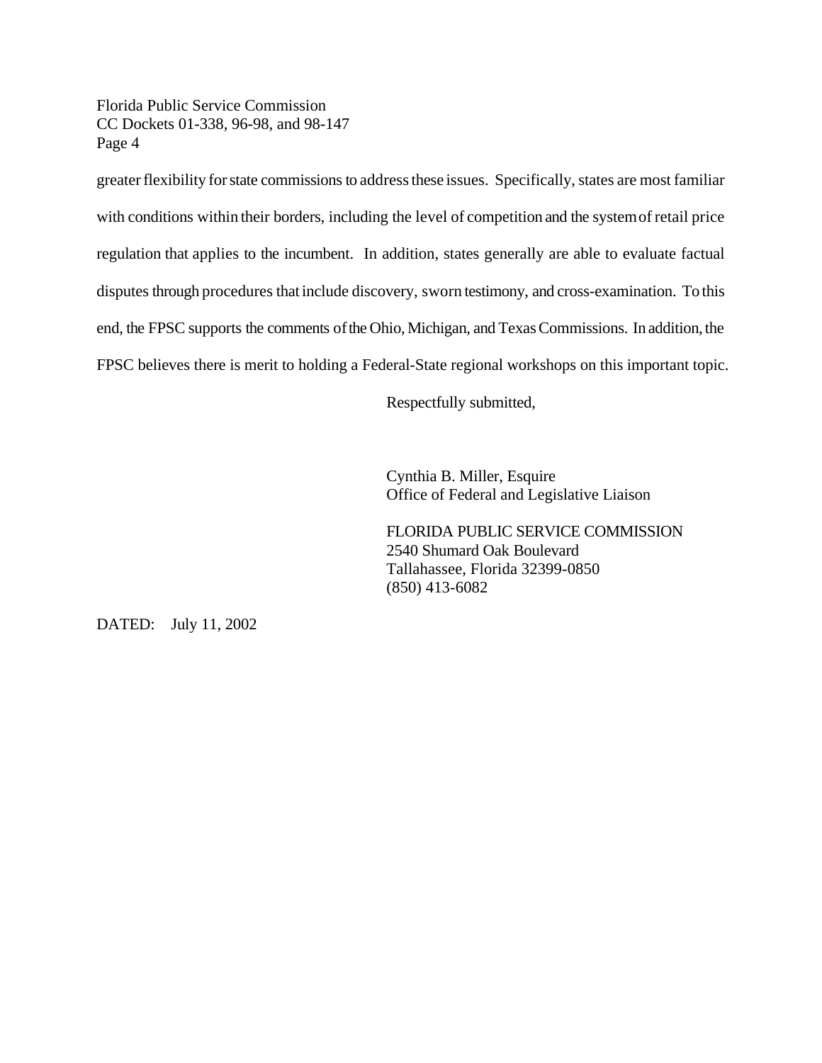greater flexibility for state commissions to address these issues. Specifically, states are most familiar with conditions within their borders, including the level of competition and the system of retail price regulation that applies to the incumbent. In addition, states generally are able to evaluate factual disputes through procedures that include discovery, sworn testimony, and cross-examination. To this end, the FPSC supports the comments of the Ohio, Michigan, and Texas Commissions. In addition, the FPSC believes there is merit to holding a Federal-State regional workshops on this important topic.

Respectfully submitted,

Cynthia B. Miller, Esquire
Office of Federal and Legislative Liaison

FLORIDA PUBLIC SERVICE COMMISSION
2540 Shumard Oak Boulevard
Tallahassee, Florida 32399-0850
(850) 413-6082

DATED: July 11, 2002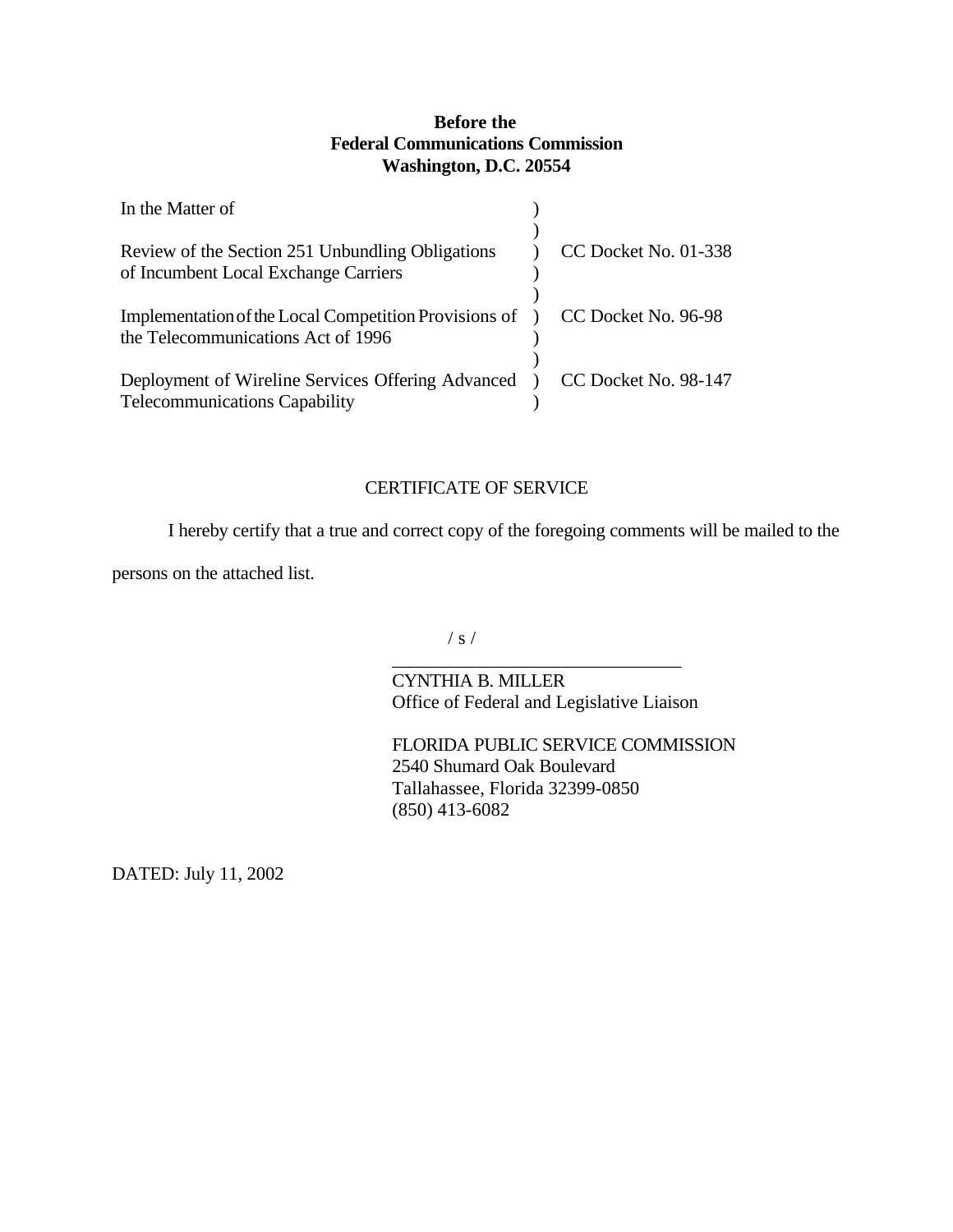**Before the**
**Federal Communications Commission**
**Washington, D.C. 20554**

| | | |
|---|---|---|
| In the Matter of | ) | |
| | ) | |
| Review of the Section 251 Unbundling Obligations of Incumbent Local Exchange Carriers | ) | CC Docket No. 01-338 |
| | ) | |
| Implementation of the Local Competition Provisions of the Telecommunications Act of 1996 | ) | CC Docket No. 96-98 |
| | ) | |
| Deployment of Wireline Services Offering Advanced Telecommunications Capability | ) | CC Docket No. 98-147 |

CERTIFICATE OF SERVICE

I hereby certify that a true and correct copy of the foregoing comments will be mailed to the persons on the attached list.

/ s /

\_\_\_\_\_\_\_\_\_\_\_\_\_\_\_\_\_\_\_\_\_\_\_\_\_\_\_\_\_\_

CYNTHIA B. MILLER
Office of Federal and Legislative Liaison

FLORIDA PUBLIC SERVICE COMMISSION
2540 Shumard Oak Boulevard
Tallahassee, Florida 32399-0850
(850) 413-6082

DATED: July 11, 2002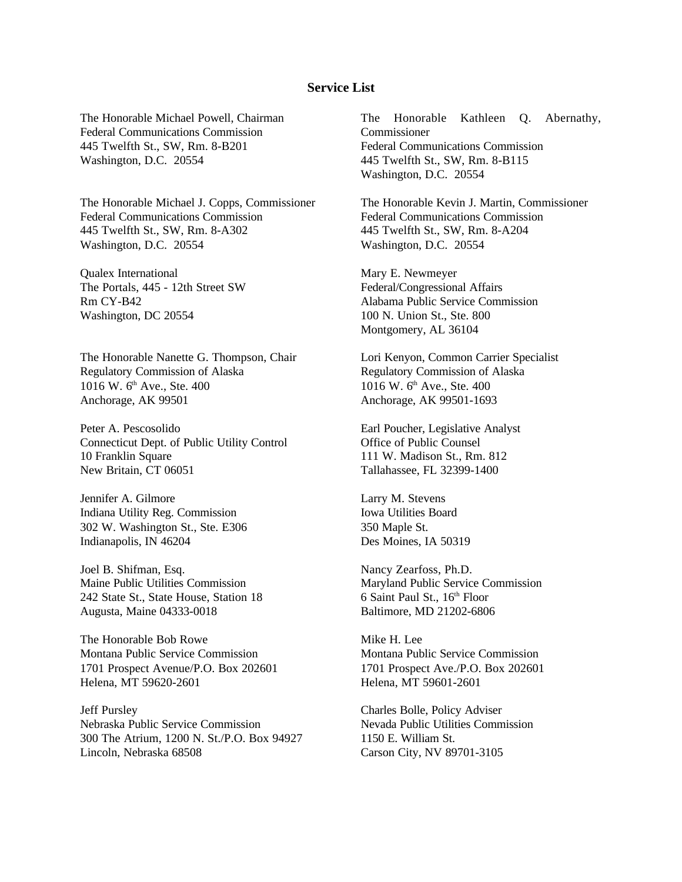## Service List

The Honorable Michael Powell, Chairman
Federal Communications Commission
445 Twelfth St., SW, Rm. 8-B201
Washington, D.C. 20554

The Honorable Kathleen Q. Abernathy, Commissioner
Federal Communications Commission
445 Twelfth St., SW, Rm. 8-B115
Washington, D.C. 20554

The Honorable Michael J. Copps, Commissioner
Federal Communications Commission
445 Twelfth St., SW, Rm. 8-A302
Washington, D.C. 20554

The Honorable Kevin J. Martin, Commissioner
Federal Communications Commission
445 Twelfth St., SW, Rm. 8-A204
Washington, D.C. 20554

Qualex International
The Portals, 445 - 12th Street SW
Rm CY-B42
Washington, DC 20554

Mary E. Newmeyer
Federal/Congressional Affairs
Alabama Public Service Commission
100 N. Union St., Ste. 800
Montgomery, AL 36104

The Honorable Nanette G. Thompson, Chair
Regulatory Commission of Alaska
1016 W. 6th Ave., Ste. 400
Anchorage, AK 99501

Lori Kenyon, Common Carrier Specialist
Regulatory Commission of Alaska
1016 W. 6th Ave., Ste. 400
Anchorage, AK 99501-1693

Peter A. Pescosolido
Connecticut Dept. of Public Utility Control
10 Franklin Square
New Britain, CT 06051

Earl Poucher, Legislative Analyst
Office of Public Counsel
111 W. Madison St., Rm. 812
Tallahassee, FL 32399-1400

Jennifer A. Gilmore
Indiana Utility Reg. Commission
302 W. Washington St., Ste. E306
Indianapolis, IN 46204

Larry M. Stevens
Iowa Utilities Board
350 Maple St.
Des Moines, IA 50319

Joel B. Shifman, Esq.
Maine Public Utilities Commission
242 State St., State House, Station 18
Augusta, Maine 04333-0018

Nancy Zearfoss, Ph.D.
Maryland Public Service Commission
6 Saint Paul St., 16th Floor
Baltimore, MD 21202-6806

The Honorable Bob Rowe
Montana Public Service Commission
1701 Prospect Avenue/P.O. Box 202601
Helena, MT 59620-2601

Mike H. Lee
Montana Public Service Commission
1701 Prospect Ave./P.O. Box 202601
Helena, MT 59601-2601

Jeff Pursley
Nebraska Public Service Commission
300 The Atrium, 1200 N. St./P.O. Box 94927
Lincoln, Nebraska 68508

Charles Bolle, Policy Adviser
Nevada Public Utilities Commission
1150 E. William St.
Carson City, NV 89701-3105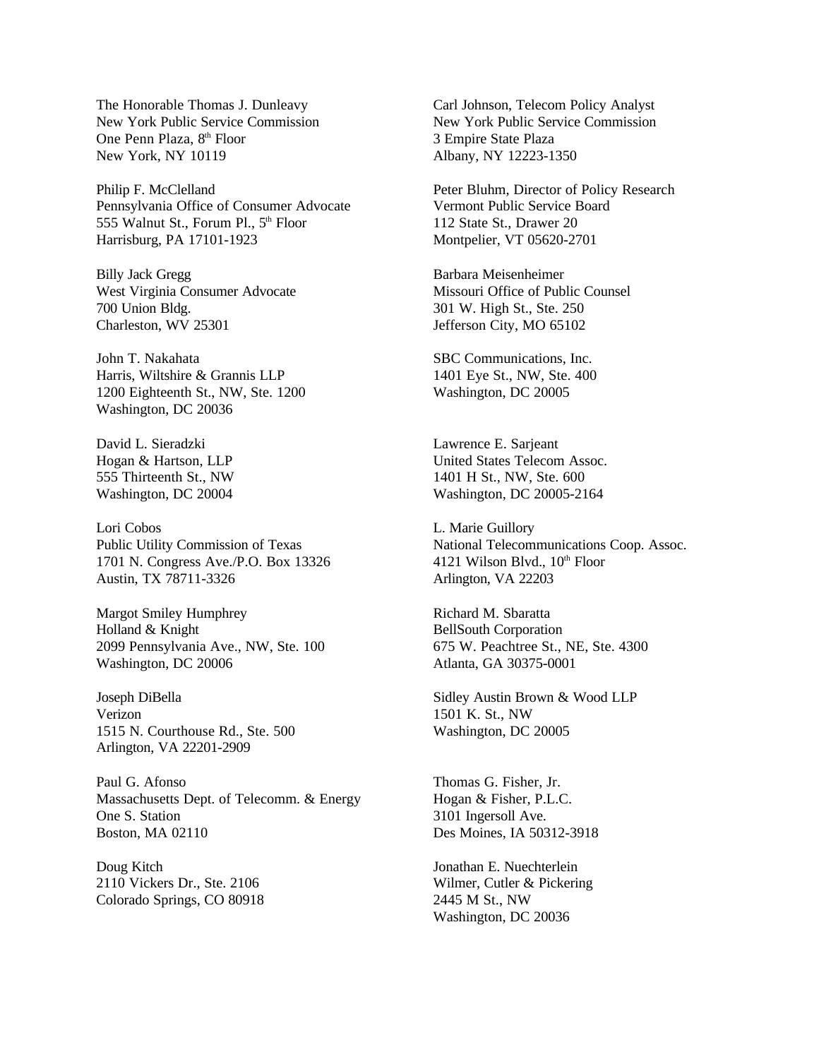The Honorable Thomas J. Dunleavy
New York Public Service Commission
One Penn Plaza, 8th Floor
New York, NY 10119

Carl Johnson, Telecom Policy Analyst
New York Public Service Commission
3 Empire State Plaza
Albany, NY 12223-1350

Philip F. McClelland
Pennsylvania Office of Consumer Advocate
555 Walnut St., Forum Pl., 5th Floor
Harrisburg, PA 17101-1923

Peter Bluhm, Director of Policy Research
Vermont Public Service Board
112 State St., Drawer 20
Montpelier, VT 05620-2701

Billy Jack Gregg
West Virginia Consumer Advocate
700 Union Bldg.
Charleston, WV 25301

Barbara Meisenheimer
Missouri Office of Public Counsel
301 W. High St., Ste. 250
Jefferson City, MO 65102

John T. Nakahata
Harris, Wiltshire & Grannis LLP
1200 Eighteenth St., NW, Ste. 1200
Washington, DC 20036

SBC Communications, Inc.
1401 Eye St., NW, Ste. 400
Washington, DC 20005

David L. Sieradzki
Hogan & Hartson, LLP
555 Thirteenth St., NW
Washington, DC 20004

Lawrence E. Sarjeant
United States Telecom Assoc.
1401 H St., NW, Ste. 600
Washington, DC 20005-2164

Lori Cobos
Public Utility Commission of Texas
1701 N. Congress Ave./P.O. Box 13326
Austin, TX 78711-3326

L. Marie Guillory
National Telecommunications Coop. Assoc.
4121 Wilson Blvd., 10th Floor
Arlington, VA 22203

Margot Smiley Humphrey
Holland & Knight
2099 Pennsylvania Ave., NW, Ste. 100
Washington, DC 20006

Richard M. Sbaratta
BellSouth Corporation
675 W. Peachtree St., NE, Ste. 4300
Atlanta, GA 30375-0001

Joseph DiBella
Verizon
1515 N. Courthouse Rd., Ste. 500
Arlington, VA 22201-2909

Sidley Austin Brown & Wood LLP
1501 K. St., NW
Washington, DC 20005

Paul G. Afonso
Massachusetts Dept. of Telecomm. & Energy
One S. Station
Boston, MA 02110

Thomas G. Fisher, Jr.
Hogan & Fisher, P.L.C.
3101 Ingersoll Ave.
Des Moines, IA 50312-3918

Doug Kitch
2110 Vickers Dr., Ste. 2106
Colorado Springs, CO 80918

Jonathan E. Nuechterlein
Wilmer, Cutler & Pickering
2445 M St., NW
Washington, DC 20036